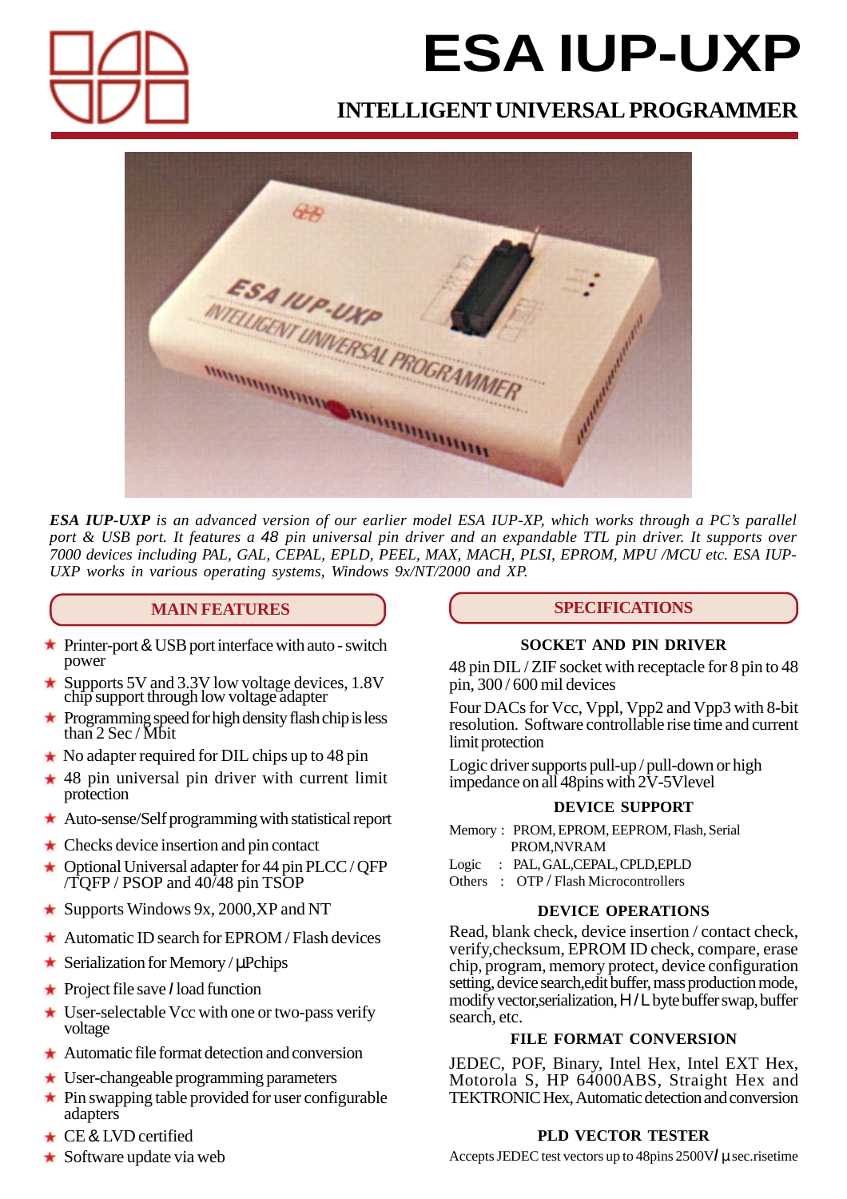# ESA IUP-UXP

## INTELLIGENT UNIVERSAL PROGRAMMER

*ESA IUP-UXP is an advanced version of our earlier model ESA IUP-XP, which works through a PC's parallel port & USB port. It features a 48 pin universal pin driver and an expandable TTL pin driver. It supports over 7000 devices including PAL, GAL, CEPAL, EPLD, PEEL, MAX, MACH, PLSI, EPROM, MPU /MCU etc. ESA IUP-UXP works in various operating systems, Windows 9x/NT/2000 and XP.*

## MAIN FEATURES

- Printer-port & USB port interface with auto - switch power
- Supports 5V and 3.3V low voltage devices, 1.8V chip support through low voltage adapter
- Programming speed for high density flash chip is less than 2 Sec / Mbit
- No adapter required for DIL chips up to 48 pin
- 48 pin universal pin driver with current limit protection
- Auto-sense/Self programming with statistical report
- Checks device insertion and pin contact
- Optional Universal adapter for 44 pin PLCC / QFP /TQFP / PSOP and 40/48 pin TSOP
- Supports Windows 9x, 2000,XP and NT
- Automatic ID search for EPROM / Flash devices
- Serialization for Memory / µPchips
- Project file save / load function
- User-selectable Vcc with one or two-pass verify voltage
- Automatic file format detection and conversion
- User-changeable programming parameters
- Pin swapping table provided for user configurable adapters
- CE & LVD certified
- Software update via web

## SPECIFICATIONS

### SOCKET AND PIN DRIVER

48 pin DIL / ZIF socket with receptacle for 8 pin to 48 pin, 300 / 600 mil devices

Four DACs for Vcc, Vppl, Vpp2 and Vpp3 with 8-bit resolution. Software controllable rise time and current limit protection

Logic driver supports pull-up / pull-down or high impedance on all 48pins with 2V-5Vlevel

### DEVICE SUPPORT

Memory : PROM, EPROM, EEPROM, Flash, Serial PROM,NVRAM

Logic : PAL, GAL,CEPAL, CPLD,EPLD

Others : OTP / Flash Microcontrollers

### DEVICE OPERATIONS

Read, blank check, device insertion / contact check, verify,checksum, EPROM ID check, compare, erase chip, program, memory protect, device configuration setting, device search,edit buffer, mass production mode, modify vector,serialization, H / L byte buffer swap, buffer search, etc.

### FILE FORMAT CONVERSION

JEDEC, POF, Binary, Intel Hex, Intel EXT Hex, Motorola S, HP 64000ABS, Straight Hex and TEKTRONIC Hex, Automatic detection and conversion

### PLD VECTOR TESTER

Accepts JEDEC test vectors up to 48pins 2500V/ µsec.risetime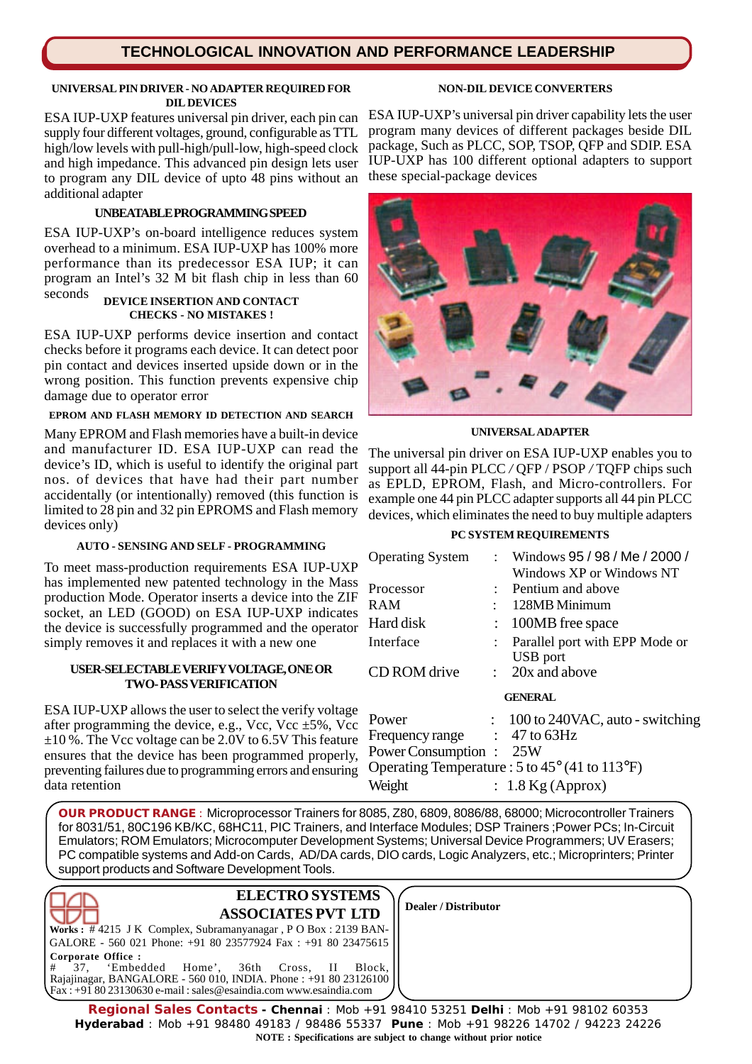# TECHNOLOGICAL INNOVATION AND PERFORMANCE LEADERSHIP

### UNIVERSAL PIN DRIVER - NO ADAPTER REQUIRED FOR DIL DEVICES

ESA IUP-UXP features universal pin driver, each pin can supply four different voltages, ground, configurable as TTL high/low levels with pull-high/pull-low, high-speed clock and high impedance. This advanced pin design lets user to program any DIL device of upto 48 pins without an additional adapter

### UNBEATABLE PROGRAMMING SPEED

ESA IUP-UXP's on-board intelligence reduces system overhead to a minimum. ESA IUP-UXP has 100% more performance than its predecessor ESA IUP; it can program an Intel's 32 M bit flash chip in less than 60 seconds

### DEVICE INSERTION AND CONTACT CHECKS - NO MISTAKES !

ESA IUP-UXP performs device insertion and contact checks before it programs each device. It can detect poor pin contact and devices inserted upside down or in the wrong position. This function prevents expensive chip damage due to operator error

### EPROM AND FLASH MEMORY ID DETECTION AND SEARCH

Many EPROM and Flash memories have a built-in device and manufacturer ID. ESA IUP-UXP can read the device's ID, which is useful to identify the original part nos. of devices that have had their part number accidentally (or intentionally) removed (this function is limited to 28 pin and 32 pin EPROMS and Flash memory devices only)

### AUTO - SENSING AND SELF - PROGRAMMING

To meet mass-production requirements ESA IUP-UXP has implemented new patented technology in the Mass production Mode. Operator inserts a device into the ZIF socket, an LED (GOOD) on ESA IUP-UXP indicates the device is successfully programmed and the operator simply removes it and replaces it with a new one

### USER-SELECTABLE VERIFY VOLTAGE, ONE OR TWO- PASS VERIFICATION

ESA IUP-UXP allows the user to select the verify voltage after programming the device, e.g., Vcc, Vcc ±5%, Vcc ±10 %. The Vcc voltage can be 2.0V to 6.5V This feature ensures that the device has been programmed properly, preventing failures due to programming errors and ensuring data retention

### NON-DIL DEVICE CONVERTERS

ESA IUP-UXP's universal pin driver capability lets the user program many devices of different packages beside DIL package, Such as PLCC, SOP, TSOP, QFP and SDIP. ESA IUP-UXP has 100 different optional adapters to support these special-package devices

### UNIVERSAL ADAPTER

The universal pin driver on ESA IUP-UXP enables you to support all 44-pin PLCC / QFP / PSOP / TQFP chips such as EPLD, EPROM, Flash, and Micro-controllers. For example one 44 pin PLCC adapter supports all 44 pin PLCC devices, which eliminates the need to buy multiple adapters

### PC SYSTEM REQUIREMENTS

| | | |
|---|---|---|
| Operating System | : | Windows 95 / 98 / Me / 2000 / Windows XP or Windows NT |
| Processor | : | Pentium and above |
| RAM | : | 128MB Minimum |
| Hard disk | : | 100MB free space |
| Interface | : | Parallel port with EPP Mode or USB port |
| CD ROM drive | : | 20x and above |

### GENERAL

| | | |
|---|---|---|
| Power | : | 100 to 240VAC, auto - switching |
| Frequency range | : | 47 to 63Hz |
| Power Consumption | : | 25W |
| Operating Temperature | : | 5 to 45° (41 to 113°F) |
| Weight | : | 1.8 Kg (Approx) |

**OUR PRODUCT RANGE** : Microprocessor Trainers for 8085, Z80, 6809, 8086/88, 68000; Microcontroller Trainers for 8031/51, 80C196 KB/KC, 68HC11, PIC Trainers, and Interface Modules; DSP Trainers ;Power PCs; In-Circuit Emulators; ROM Emulators; Microcomputer Development Systems; Universal Device Programmers; UV Erasers; PC compatible systems and Add-on Cards, AD/DA cards, DIO cards, Logic Analyzers, etc.; Microprinters; Printer support products and Software Development Tools.

**ELECTRO SYSTEMS ASSOCIATES PVT LTD**

**Works :** # 4215 J K Complex, Subramanyanagar , P O Box : 2139 BANGALORE - 560 021 Phone: +91 80 23577924 Fax : +91 80 23475615

**Corporate Office :**
# 37, 'Embedded Home', 36th Cross, II Block, Rajajinagar, BANGALORE - 560 010, INDIA. Phone : +91 80 23126100
Fax : +91 80 23130630 e-mail : sales@esaindia.com www.esaindia.com

**Dealer / Distributor**

**Regional Sales Contacts** - **Chennai** : Mob +91 98410 53251 **Delhi** : Mob +91 98102 60353 **Hyderabad** : Mob +91 98480 49183 / 98486 55337 **Pune** : Mob +91 98226 14702 / 94223 24226

**NOTE : Specifications are subject to change without prior notice**